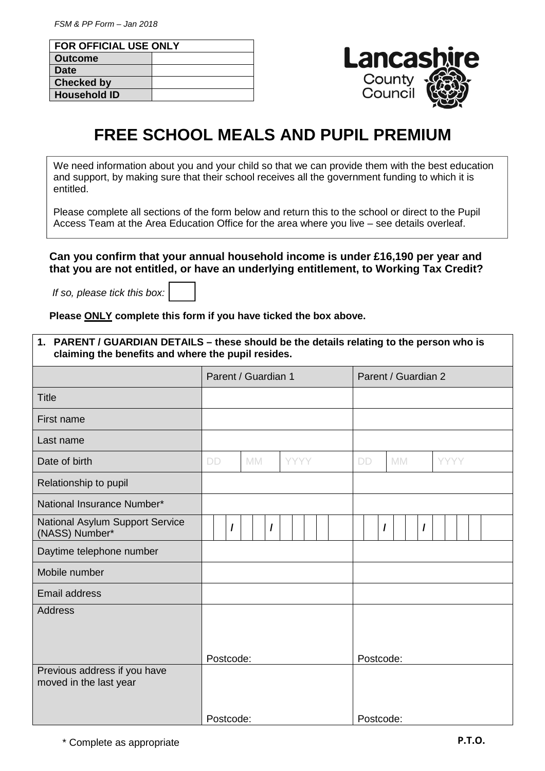*FSM & PP Form – Jan 2018*

| FOR OFFICIAL USE ONLY | |
|---|---|
| **Outcome** | |
| **Date** | |
| **Checked by** | |
| **Household ID** | |

Lancashire County Council

# FREE SCHOOL MEALS AND PUPIL PREMIUM

We need information about you and your child so that we can provide them with the best education and support, by making sure that their school receives all the government funding to which it is entitled.

Please complete all sections of the form below and return this to the school or direct to the Pupil Access Team at the Area Education Office for the area where you live – see details overleaf.

**Can you confirm that your annual household income is under £16,190 per year and that you are not entitled, or have an underlying entitlement, to Working Tax Credit?**

*If so, please tick this box:* ☐

**Please ONLY complete this form if you have ticked the box above.**

| **1. PARENT / GUARDIAN DETAILS – these should be the details relating to the person who is claiming the benefits and where the pupil resides.** | | |
|---|---|---|
| | Parent / Guardian 1 | Parent / Guardian 2 |
| Title | | |
| First name | | |
| Last name | | |
| Date of birth | DD MM YYYY | DD MM YYYY |
| Relationship to pupil | | |
| National Insurance Number* | | |
| National Asylum Support Service (NASS) Number* | / / | / / |
| Daytime telephone number | | |
| Mobile number | | |
| Email address | | |
| Address | Postcode: | Postcode: |
| Previous address if you have moved in the last year | Postcode: | Postcode: |

\* Complete as appropriate

**P.T.O.**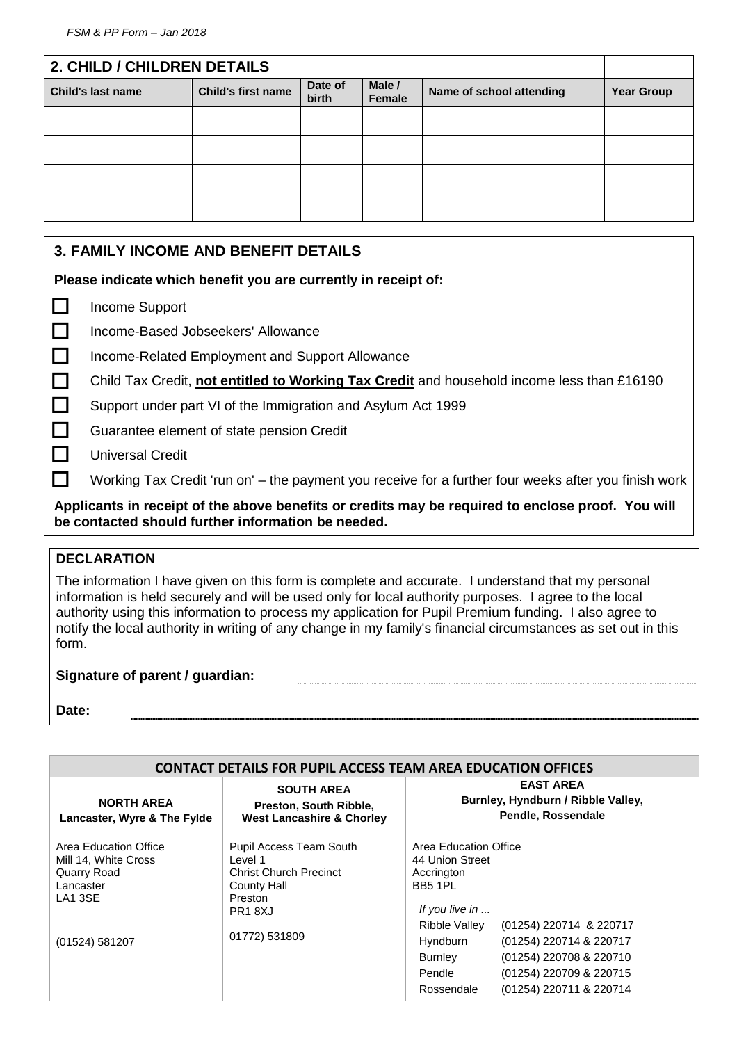## 2. CHILD / CHILDREN DETAILS

| Child's last name | Child's first name | Date of birth | Male / Female | Name of school attending | Year Group |
|---|---|---|---|---|---|
| | | | | | |
| | | | | | |
| | | | | | |
| | | | | | |

## 3. FAMILY INCOME AND BENEFIT DETAILS

**Please indicate which benefit you are currently in receipt of:**

- ☐ Income Support
- ☐ Income-Based Jobseekers' Allowance
- ☐ Income-Related Employment and Support Allowance
- ☐ Child Tax Credit, **not entitled to Working Tax Credit** and household income less than £16190
- ☐ Support under part VI of the Immigration and Asylum Act 1999
- ☐ Guarantee element of state pension Credit
- ☐ Universal Credit
- ☐ Working Tax Credit 'run on' – the payment you receive for a further four weeks after you finish work

**Applicants in receipt of the above benefits or credits may be required to enclose proof. You will be contacted should further information be needed.**

## DECLARATION

The information I have given on this form is complete and accurate. I understand that my personal information is held securely and will be used only for local authority purposes. I agree to the local authority using this information to process my application for Pupil Premium funding. I also agree to notify the local authority in writing of any change in my family's financial circumstances as set out in this form.

**Signature of parent / guardian:** ..............................................................

**Date:** ..............................................................

## CONTACT DETAILS FOR PUPIL ACCESS TEAM AREA EDUCATION OFFICES

**NORTH AREA**
**Lancaster, Wyre & The Fylde**

Area Education Office
Mill 14, White Cross
Quarry Road
Lancaster
LA1 3SE

(01524) 581207

**SOUTH AREA**
**Preston, South Ribble, West Lancashire & Chorley**

Pupil Access Team South
Level 1
Christ Church Precinct
County Hall
Preston
PR1 8XJ

01772) 531809

**EAST AREA**
**Burnley, Hyndburn / Ribble Valley, Pendle, Rossendale**

Area Education Office
44 Union Street
Accrington
BB5 1PL

*If you live in ...*

| | |
|---|---|
| Ribble Valley | (01254) 220714 & 220717 |
| Hyndburn | (01254) 220714 & 220717 |
| Burnley | (01254) 220708 & 220710 |
| Pendle | (01254) 220709 & 220715 |
| Rossendale | (01254) 220711 & 220714 |